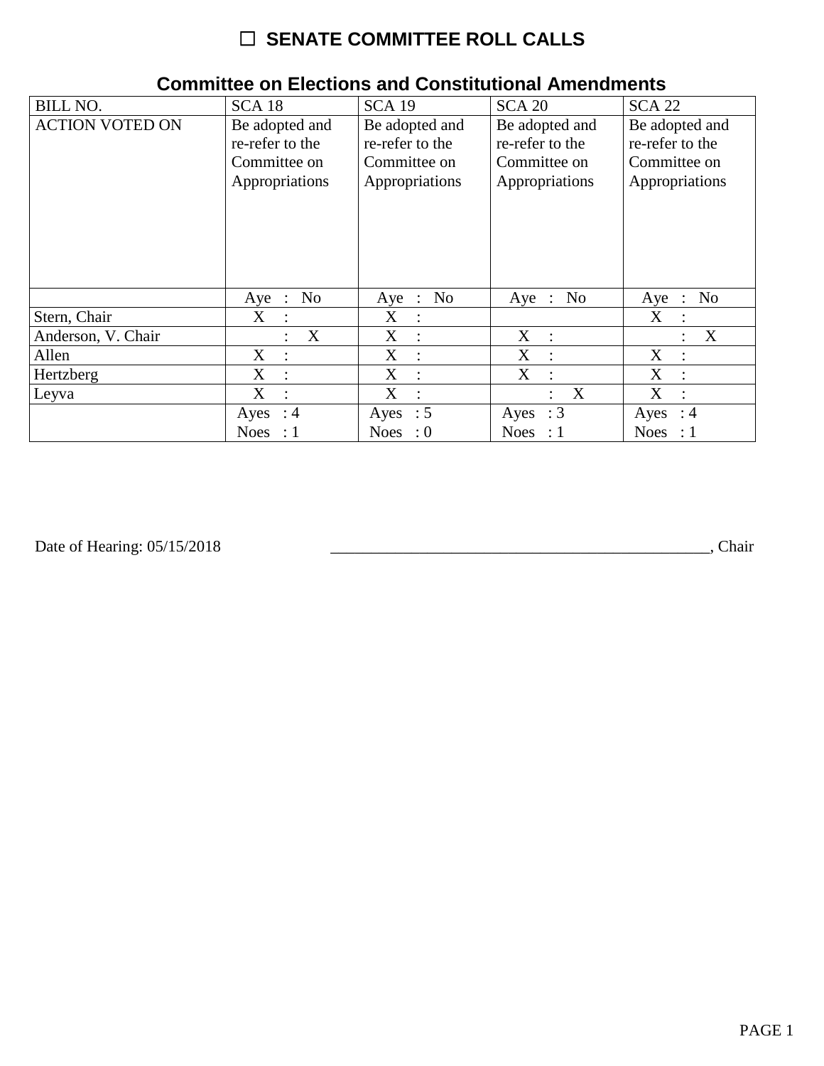# ☐ SENATE COMMITTEE ROLL CALLS

## Committee on Elections and Constitutional Amendments

| BILL NO. | SCA 18 | SCA 19 | SCA 20 | SCA 22 |
|---|---|---|---|---|
| ACTION VOTED ON | Be adopted and re-refer to the Committee on Appropriations | Be adopted and re-refer to the Committee on Appropriations | Be adopted and re-refer to the Committee on Appropriations | Be adopted and re-refer to the Committee on Appropriations |
| | Aye : No | Aye : No | Aye : No | Aye : No |
| Stern, Chair | X : | X : | | X : |
| Anderson, V. Chair | : X | X : | X : | : X |
| Allen | X : | X : | X : | X : |
| Hertzberg | X : | X : | X : | X : |
| Leyva | X : | X : | : X | X : |
| | Ayes : 4<br>Noes : 1 | Ayes : 5<br>Noes : 0 | Ayes : 3<br>Noes : 1 | Ayes : 4<br>Noes : 1 |

Date of Hearing: 05/15/2018 ________________________________________________, Chair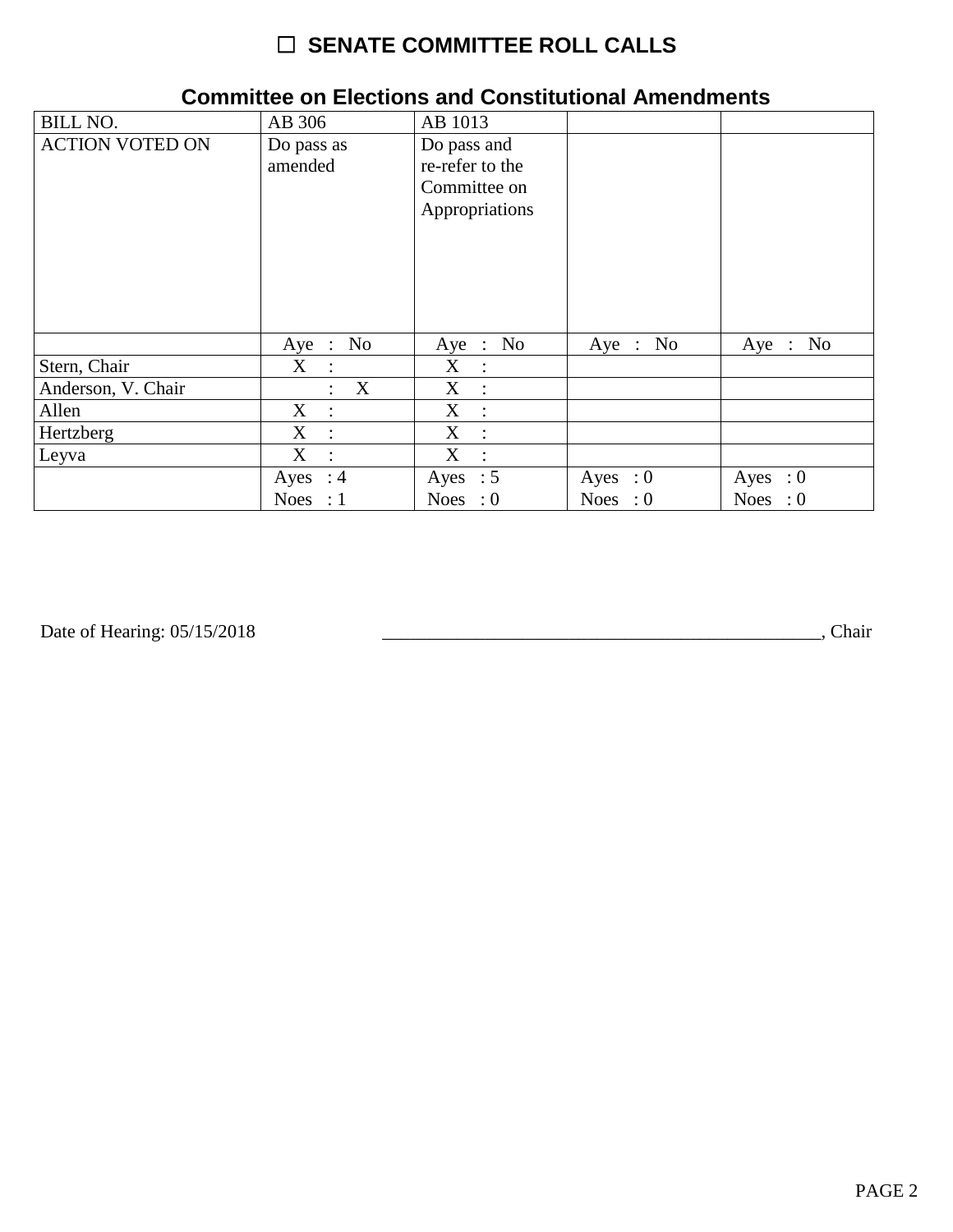# ☐ SENATE COMMITTEE ROLL CALLS

## Committee on Elections and Constitutional Amendments

| BILL NO. | AB 306 | AB 1013 | | |
|---|---|---|---|---|
| ACTION VOTED ON | Do pass as amended | Do pass and re-refer to the Committee on Appropriations | | |
| | Aye : No | Aye : No | Aye : No | Aye : No |
| Stern, Chair | X : | X : | | |
| Anderson, V. Chair | : X | X : | | |
| Allen | X : | X : | | |
| Hertzberg | X : | X : | | |
| Leyva | X : | X : | | |
| | Ayes : 4<br>Noes : 1 | Ayes : 5<br>Noes : 0 | Ayes : 0<br>Noes : 0 | Ayes : 0<br>Noes : 0 |

Date of Hearing: 05/15/2018 ________________________________________________, Chair